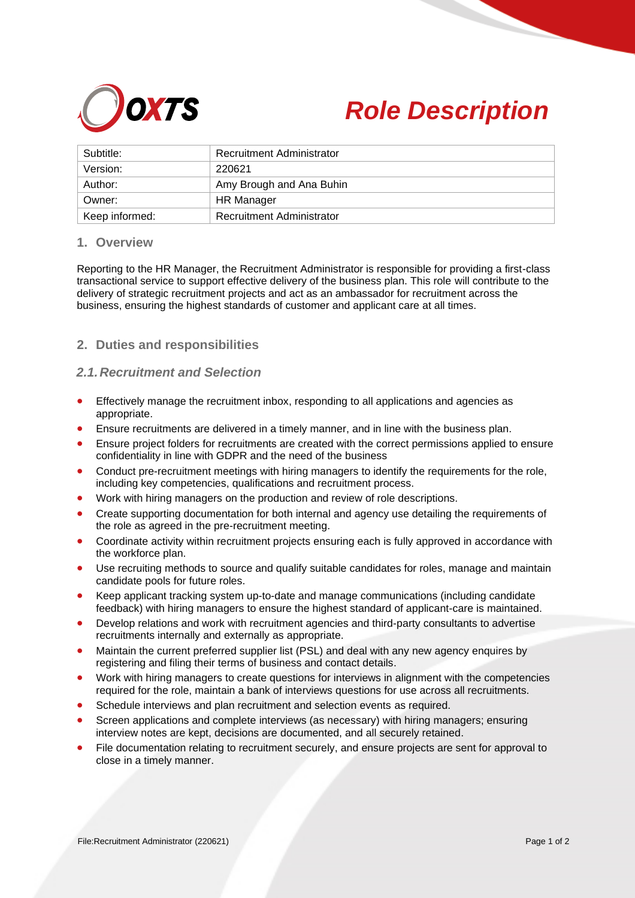# Role Description

| Subtitle: | Recruitment Administrator |
| --- | --- |
| Version: | 220621 |
| Author: | Amy Brough and Ana Buhin |
| Owner: | HR Manager |
| Keep informed: | Recruitment Administrator |

## 1. Overview

Reporting to the HR Manager, the Recruitment Administrator is responsible for providing a first-class transactional service to support effective delivery of the business plan. This role will contribute to the delivery of strategic recruitment projects and act as an ambassador for recruitment across the business, ensuring the highest standards of customer and applicant care at all times.

## 2. Duties and responsibilities

### 2.1. Recruitment and Selection

- Effectively manage the recruitment inbox, responding to all applications and agencies as appropriate.
- Ensure recruitments are delivered in a timely manner, and in line with the business plan.
- Ensure project folders for recruitments are created with the correct permissions applied to ensure confidentiality in line with GDPR and the need of the business
- Conduct pre-recruitment meetings with hiring managers to identify the requirements for the role, including key competencies, qualifications and recruitment process.
- Work with hiring managers on the production and review of role descriptions.
- Create supporting documentation for both internal and agency use detailing the requirements of the role as agreed in the pre-recruitment meeting.
- Coordinate activity within recruitment projects ensuring each is fully approved in accordance with the workforce plan.
- Use recruiting methods to source and qualify suitable candidates for roles, manage and maintain candidate pools for future roles.
- Keep applicant tracking system up-to-date and manage communications (including candidate feedback) with hiring managers to ensure the highest standard of applicant-care is maintained.
- Develop relations and work with recruitment agencies and third-party consultants to advertise recruitments internally and externally as appropriate.
- Maintain the current preferred supplier list (PSL) and deal with any new agency enquires by registering and filing their terms of business and contact details.
- Work with hiring managers to create questions for interviews in alignment with the competencies required for the role, maintain a bank of interviews questions for use across all recruitments.
- Schedule interviews and plan recruitment and selection events as required.
- Screen applications and complete interviews (as necessary) with hiring managers; ensuring interview notes are kept, decisions are documented, and all securely retained.
- File documentation relating to recruitment securely, and ensure projects are sent for approval to close in a timely manner.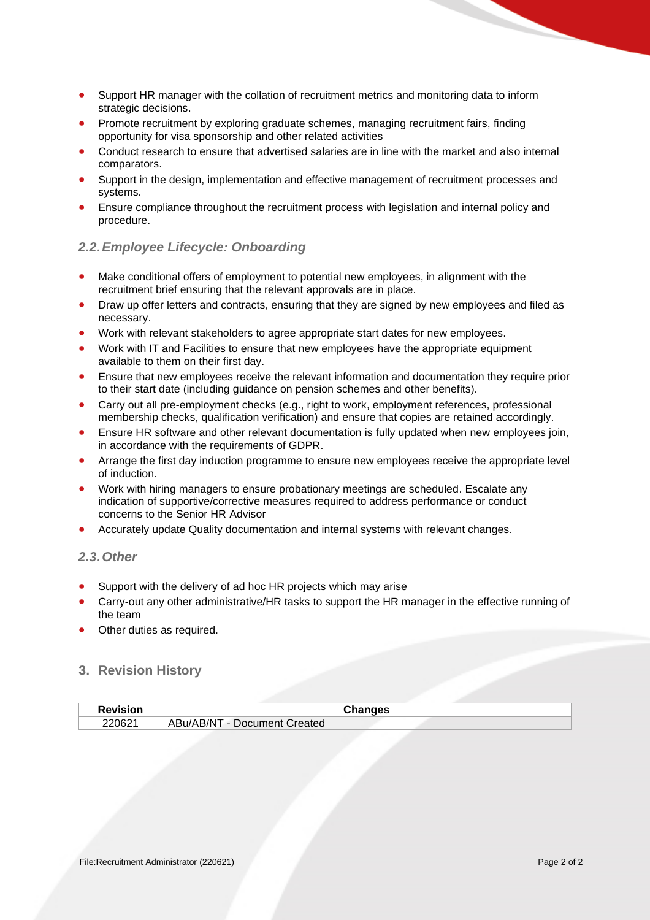- Support HR manager with the collation of recruitment metrics and monitoring data to inform strategic decisions.
- Promote recruitment by exploring graduate schemes, managing recruitment fairs, finding opportunity for visa sponsorship and other related activities
- Conduct research to ensure that advertised salaries are in line with the market and also internal comparators.
- Support in the design, implementation and effective management of recruitment processes and systems.
- Ensure compliance throughout the recruitment process with legislation and internal policy and procedure.

### *2.2. Employee Lifecycle: Onboarding*

- Make conditional offers of employment to potential new employees, in alignment with the recruitment brief ensuring that the relevant approvals are in place.
- Draw up offer letters and contracts, ensuring that they are signed by new employees and filed as necessary.
- Work with relevant stakeholders to agree appropriate start dates for new employees.
- Work with IT and Facilities to ensure that new employees have the appropriate equipment available to them on their first day.
- Ensure that new employees receive the relevant information and documentation they require prior to their start date (including guidance on pension schemes and other benefits).
- Carry out all pre-employment checks (e.g., right to work, employment references, professional membership checks, qualification verification) and ensure that copies are retained accordingly.
- Ensure HR software and other relevant documentation is fully updated when new employees join, in accordance with the requirements of GDPR.
- Arrange the first day induction programme to ensure new employees receive the appropriate level of induction.
- Work with hiring managers to ensure probationary meetings are scheduled. Escalate any indication of supportive/corrective measures required to address performance or conduct concerns to the Senior HR Advisor
- Accurately update Quality documentation and internal systems with relevant changes.

### *2.3. Other*

- Support with the delivery of ad hoc HR projects which may arise
- Carry-out any other administrative/HR tasks to support the HR manager in the effective running of the team
- Other duties as required.

## 3. Revision History

| Revision | Changes |
|---|---|
| 220621 | ABu/AB/NT - Document Created |